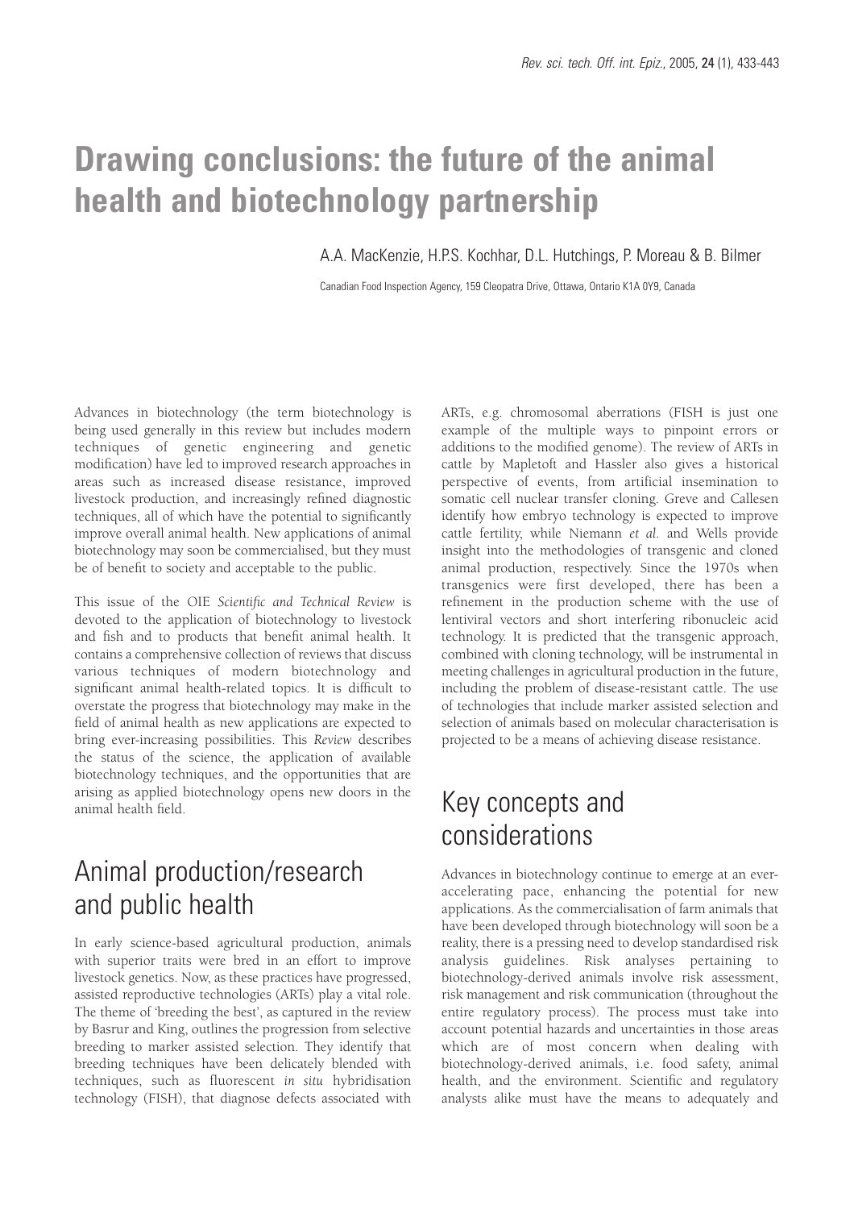# Drawing conclusions: the future of the animal health and biotechnology partnership

A.A. MacKenzie, H.P.S. Kochhar, D.L. Hutchings, P. Moreau & B. Bilmer

Canadian Food Inspection Agency, 159 Cleopatra Drive, Ottawa, Ontario K1A 0Y9, Canada

Advances in biotechnology (the term biotechnology is being used generally in this review but includes modern techniques of genetic engineering and genetic modification) have led to improved research approaches in areas such as increased disease resistance, improved livestock production, and increasingly refined diagnostic techniques, all of which have the potential to significantly improve overall animal health. New applications of animal biotechnology may soon be commercialised, but they must be of benefit to society and acceptable to the public.

This issue of the OIE *Scientific and Technical Review* is devoted to the application of biotechnology to livestock and fish and to products that benefit animal health. It contains a comprehensive collection of reviews that discuss various techniques of modern biotechnology and significant animal health-related topics. It is difficult to overstate the progress that biotechnology may make in the field of animal health as new applications are expected to bring ever-increasing possibilities. This *Review* describes the status of the science, the application of available biotechnology techniques, and the opportunities that are arising as applied biotechnology opens new doors in the animal health field.

## Animal production/research and public health

In early science-based agricultural production, animals with superior traits were bred in an effort to improve livestock genetics. Now, as these practices have progressed, assisted reproductive technologies (ARTs) play a vital role. The theme of 'breeding the best', as captured in the review by Basrur and King, outlines the progression from selective breeding to marker assisted selection. They identify that breeding techniques have been delicately blended with techniques, such as fluorescent *in situ* hybridisation technology (FISH), that diagnose defects associated with ARTs, e.g. chromosomal aberrations (FISH is just one example of the multiple ways to pinpoint errors or additions to the modified genome). The review of ARTs in cattle by Mapletoft and Hassler also gives a historical perspective of events, from artificial insemination to somatic cell nuclear transfer cloning. Greve and Callesen identify how embryo technology is expected to improve cattle fertility, while Niemann *et al.* and Wells provide insight into the methodologies of transgenic and cloned animal production, respectively. Since the 1970s when transgenics were first developed, there has been a refinement in the production scheme with the use of lentiviral vectors and short interfering ribonucleic acid technology. It is predicted that the transgenic approach, combined with cloning technology, will be instrumental in meeting challenges in agricultural production in the future, including the problem of disease-resistant cattle. The use of technologies that include marker assisted selection and selection of animals based on molecular characterisation is projected to be a means of achieving disease resistance.

## Key concepts and considerations

Advances in biotechnology continue to emerge at an ever-accelerating pace, enhancing the potential for new applications. As the commercialisation of farm animals that have been developed through biotechnology will soon be a reality, there is a pressing need to develop standardised risk analysis guidelines. Risk analyses pertaining to biotechnology-derived animals involve risk assessment, risk management and risk communication (throughout the entire regulatory process). The process must take into account potential hazards and uncertainties in those areas which are of most concern when dealing with biotechnology-derived animals, i.e. food safety, animal health, and the environment. Scientific and regulatory analysts alike must have the means to adequately and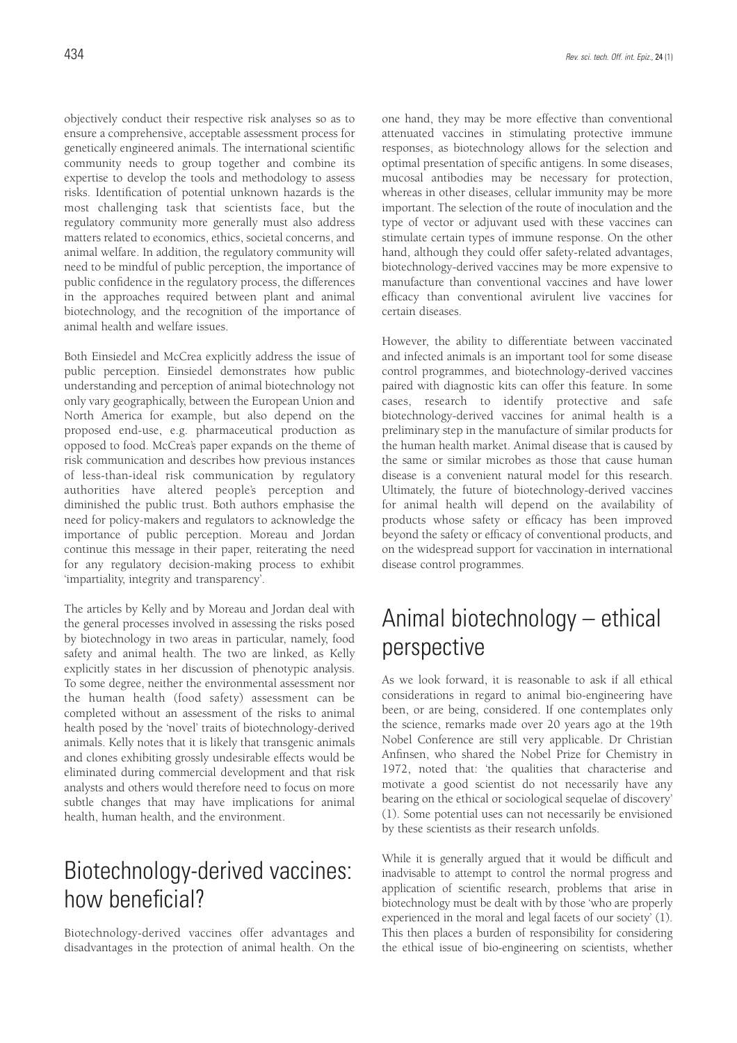objectively conduct their respective risk analyses so as to ensure a comprehensive, acceptable assessment process for genetically engineered animals. The international scientific community needs to group together and combine its expertise to develop the tools and methodology to assess risks. Identification of potential unknown hazards is the most challenging task that scientists face, but the regulatory community more generally must also address matters related to economics, ethics, societal concerns, and animal welfare. In addition, the regulatory community will need to be mindful of public perception, the importance of public confidence in the regulatory process, the differences in the approaches required between plant and animal biotechnology, and the recognition of the importance of animal health and welfare issues.

Both Einsiedel and McCrea explicitly address the issue of public perception. Einsiedel demonstrates how public understanding and perception of animal biotechnology not only vary geographically, between the European Union and North America for example, but also depend on the proposed end-use, e.g. pharmaceutical production as opposed to food. McCrea's paper expands on the theme of risk communication and describes how previous instances of less-than-ideal risk communication by regulatory authorities have altered people's perception and diminished the public trust. Both authors emphasise the need for policy-makers and regulators to acknowledge the importance of public perception. Moreau and Jordan continue this message in their paper, reiterating the need for any regulatory decision-making process to exhibit 'impartiality, integrity and transparency'.

The articles by Kelly and by Moreau and Jordan deal with the general processes involved in assessing the risks posed by biotechnology in two areas in particular, namely, food safety and animal health. The two are linked, as Kelly explicitly states in her discussion of phenotypic analysis. To some degree, neither the environmental assessment nor the human health (food safety) assessment can be completed without an assessment of the risks to animal health posed by the 'novel' traits of biotechnology-derived animals. Kelly notes that it is likely that transgenic animals and clones exhibiting grossly undesirable effects would be eliminated during commercial development and that risk analysts and others would therefore need to focus on more subtle changes that may have implications for animal health, human health, and the environment.

## Biotechnology-derived vaccines: how beneficial?

Biotechnology-derived vaccines offer advantages and disadvantages in the protection of animal health. On the one hand, they may be more effective than conventional attenuated vaccines in stimulating protective immune responses, as biotechnology allows for the selection and optimal presentation of specific antigens. In some diseases, mucosal antibodies may be necessary for protection, whereas in other diseases, cellular immunity may be more important. The selection of the route of inoculation and the type of vector or adjuvant used with these vaccines can stimulate certain types of immune response. On the other hand, although they could offer safety-related advantages, biotechnology-derived vaccines may be more expensive to manufacture than conventional vaccines and have lower efficacy than conventional avirulent live vaccines for certain diseases.

However, the ability to differentiate between vaccinated and infected animals is an important tool for some disease control programmes, and biotechnology-derived vaccines paired with diagnostic kits can offer this feature. In some cases, research to identify protective and safe biotechnology-derived vaccines for animal health is a preliminary step in the manufacture of similar products for the human health market. Animal disease that is caused by the same or similar microbes as those that cause human disease is a convenient natural model for this research. Ultimately, the future of biotechnology-derived vaccines for animal health will depend on the availability of products whose safety or efficacy has been improved beyond the safety or efficacy of conventional products, and on the widespread support for vaccination in international disease control programmes.

## Animal biotechnology – ethical perspective

As we look forward, it is reasonable to ask if all ethical considerations in regard to animal bio-engineering have been, or are being, considered. If one contemplates only the science, remarks made over 20 years ago at the 19th Nobel Conference are still very applicable. Dr Christian Anfinsen, who shared the Nobel Prize for Chemistry in 1972, noted that: 'the qualities that characterise and motivate a good scientist do not necessarily have any bearing on the ethical or sociological sequelae of discovery' (1). Some potential uses can not necessarily be envisioned by these scientists as their research unfolds.

While it is generally argued that it would be difficult and inadvisable to attempt to control the normal progress and application of scientific research, problems that arise in biotechnology must be dealt with by those 'who are properly experienced in the moral and legal facets of our society' (1). This then places a burden of responsibility for considering the ethical issue of bio-engineering on scientists, whether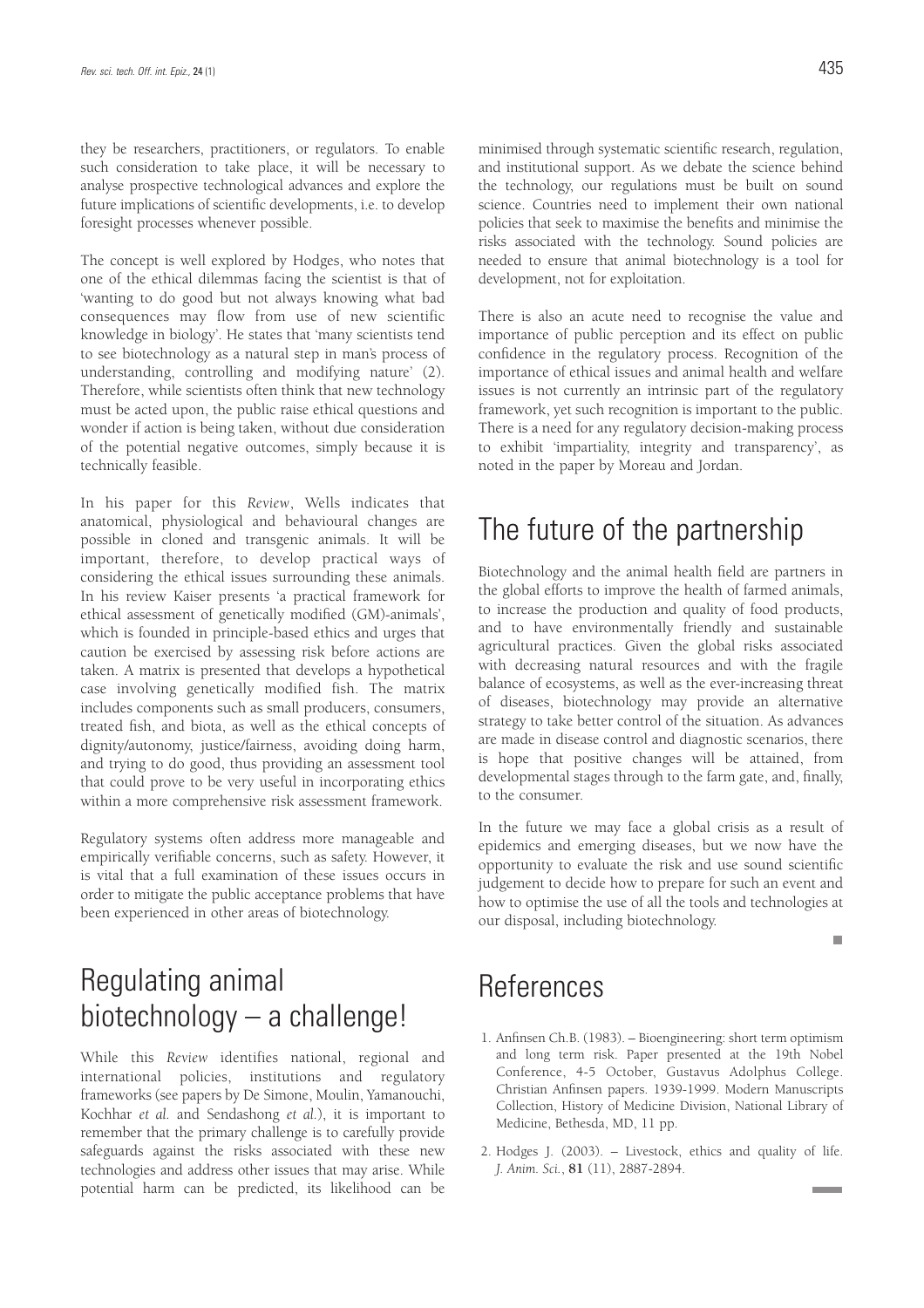they be researchers, practitioners, or regulators. To enable such consideration to take place, it will be necessary to analyse prospective technological advances and explore the future implications of scientific developments, i.e. to develop foresight processes whenever possible.

The concept is well explored by Hodges, who notes that one of the ethical dilemmas facing the scientist is that of 'wanting to do good but not always knowing what bad consequences may flow from use of new scientific knowledge in biology'. He states that 'many scientists tend to see biotechnology as a natural step in man's process of understanding, controlling and modifying nature' (2). Therefore, while scientists often think that new technology must be acted upon, the public raise ethical questions and wonder if action is being taken, without due consideration of the potential negative outcomes, simply because it is technically feasible.

In his paper for this *Review*, Wells indicates that anatomical, physiological and behavioural changes are possible in cloned and transgenic animals. It will be important, therefore, to develop practical ways of considering the ethical issues surrounding these animals. In his review Kaiser presents 'a practical framework for ethical assessment of genetically modified (GM)-animals', which is founded in principle-based ethics and urges that caution be exercised by assessing risk before actions are taken. A matrix is presented that develops a hypothetical case involving genetically modified fish. The matrix includes components such as small producers, consumers, treated fish, and biota, as well as the ethical concepts of dignity/autonomy, justice/fairness, avoiding doing harm, and trying to do good, thus providing an assessment tool that could prove to be very useful in incorporating ethics within a more comprehensive risk assessment framework.

Regulatory systems often address more manageable and empirically verifiable concerns, such as safety. However, it is vital that a full examination of these issues occurs in order to mitigate the public acceptance problems that have been experienced in other areas of biotechnology.

# Regulating animal biotechnology – a challenge!

While this *Review* identifies national, regional and international policies, institutions and regulatory frameworks (see papers by De Simone, Moulin, Yamanouchi, Kochhar *et al.* and Sendashong *et al.*), it is important to remember that the primary challenge is to carefully provide safeguards against the risks associated with these new technologies and address other issues that may arise. While potential harm can be predicted, its likelihood can be minimised through systematic scientific research, regulation, and institutional support. As we debate the science behind the technology, our regulations must be built on sound science. Countries need to implement their own national policies that seek to maximise the benefits and minimise the risks associated with the technology. Sound policies are needed to ensure that animal biotechnology is a tool for development, not for exploitation.

There is also an acute need to recognise the value and importance of public perception and its effect on public confidence in the regulatory process. Recognition of the importance of ethical issues and animal health and welfare issues is not currently an intrinsic part of the regulatory framework, yet such recognition is important to the public. There is a need for any regulatory decision-making process to exhibit 'impartiality, integrity and transparency', as noted in the paper by Moreau and Jordan.

# The future of the partnership

Biotechnology and the animal health field are partners in the global efforts to improve the health of farmed animals, to increase the production and quality of food products, and to have environmentally friendly and sustainable agricultural practices. Given the global risks associated with decreasing natural resources and with the fragile balance of ecosystems, as well as the ever-increasing threat of diseases, biotechnology may provide an alternative strategy to take better control of the situation. As advances are made in disease control and diagnostic scenarios, there is hope that positive changes will be attained, from developmental stages through to the farm gate, and, finally, to the consumer.

In the future we may face a global crisis as a result of epidemics and emerging diseases, but we now have the opportunity to evaluate the risk and use sound scientific judgement to decide how to prepare for such an event and how to optimise the use of all the tools and technologies at our disposal, including biotechnology.

# References

1. Anfinsen Ch.B. (1983). – Bioengineering: short term optimism and long term risk. Paper presented at the 19th Nobel Conference, 4-5 October, Gustavus Adolphus College. Christian Anfinsen papers. 1939-1999. Modern Manuscripts Collection, History of Medicine Division, National Library of Medicine, Bethesda, MD, 11 pp.

2. Hodges J. (2003). – Livestock, ethics and quality of life. *J. Anim. Sci.*, **81** (11), 2887-2894.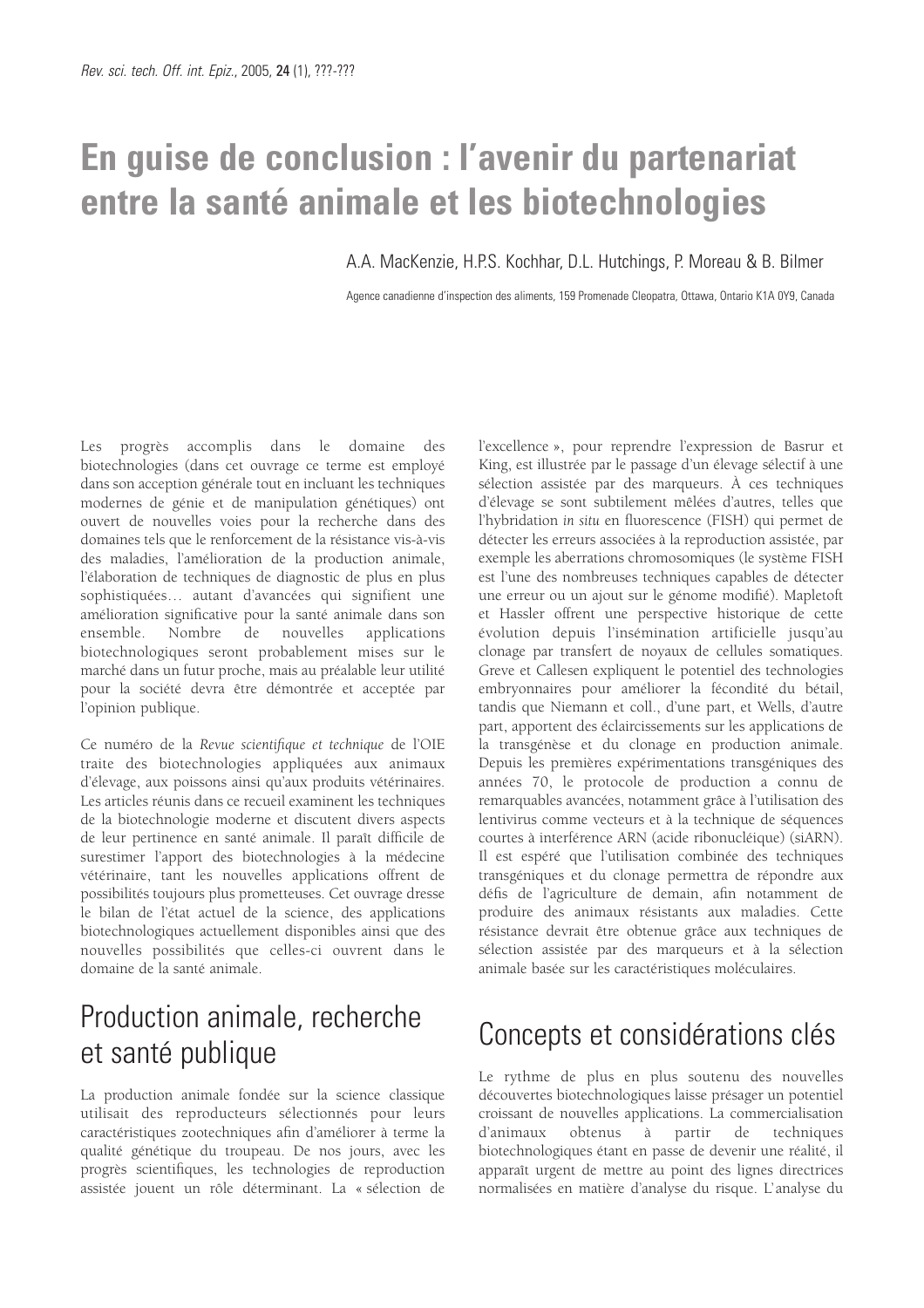# En guise de conclusion : l'avenir du partenariat entre la santé animale et les biotechnologies

A.A. MacKenzie, H.P.S. Kochhar, D.L. Hutchings, P. Moreau & B. Bilmer

Agence canadienne d'inspection des aliments, 159 Promenade Cleopatra, Ottawa, Ontario K1A 0Y9, Canada

Les progrès accomplis dans le domaine des biotechnologies (dans cet ouvrage ce terme est employé dans son acception générale tout en incluant les techniques modernes de génie et de manipulation génétiques) ont ouvert de nouvelles voies pour la recherche dans des domaines tels que le renforcement de la résistance vis-à-vis des maladies, l'amélioration de la production animale, l'élaboration de techniques de diagnostic de plus en plus sophistiquées… autant d'avancées qui signifient une amélioration significative pour la santé animale dans son ensemble. Nombre de nouvelles applications biotechnologiques seront probablement mises sur le marché dans un futur proche, mais au préalable leur utilité pour la société devra être démontrée et acceptée par l'opinion publique.

Ce numéro de la *Revue scientifique et technique* de l'OIE traite des biotechnologies appliquées aux animaux d'élevage, aux poissons ainsi qu'aux produits vétérinaires. Les articles réunis dans ce recueil examinent les techniques de la biotechnologie moderne et discutent divers aspects de leur pertinence en santé animale. Il paraît difficile de surestimer l'apport des biotechnologies à la médecine vétérinaire, tant les nouvelles applications offrent de possibilités toujours plus prometteuses. Cet ouvrage dresse le bilan de l'état actuel de la science, des applications biotechnologiques actuellement disponibles ainsi que des nouvelles possibilités que celles-ci ouvrent dans le domaine de la santé animale.

## Production animale, recherche et santé publique

La production animale fondée sur la science classique utilisait des reproducteurs sélectionnés pour leurs caractéristiques zootechniques afin d'améliorer à terme la qualité génétique du troupeau. De nos jours, avec les progrès scientifiques, les technologies de reproduction assistée jouent un rôle déterminant. La « sélection de l'excellence », pour reprendre l'expression de Basrur et King, est illustrée par le passage d'un élevage sélectif à une sélection assistée par des marqueurs. À ces techniques d'élevage se sont subtilement mêlées d'autres, telles que l'hybridation *in situ* en fluorescence (FISH) qui permet de détecter les erreurs associées à la reproduction assistée, par exemple les aberrations chromosomiques (le système FISH est l'une des nombreuses techniques capables de détecter une erreur ou un ajout sur le génome modifié). Mapletoft et Hassler offrent une perspective historique de cette évolution depuis l'insémination artificielle jusqu'au clonage par transfert de noyaux de cellules somatiques. Greve et Callesen expliquent le potentiel des technologies embryonnaires pour améliorer la fécondité du bétail, tandis que Niemann et coll., d'une part, et Wells, d'autre part, apportent des éclaircissements sur les applications de la transgénèse et du clonage en production animale. Depuis les premières expérimentations transgéniques des années 70, le protocole de production a connu de remarquables avancées, notamment grâce à l'utilisation des lentivirus comme vecteurs et à la technique de séquences courtes à interférence ARN (acide ribonucléique) (siARN). Il est espéré que l'utilisation combinée des techniques transgéniques et du clonage permettra de répondre aux défis de l'agriculture de demain, afin notamment de produire des animaux résistants aux maladies. Cette résistance devrait être obtenue grâce aux techniques de sélection assistée par des marqueurs et à la sélection animale basée sur les caractéristiques moléculaires.

## Concepts et considérations clés

Le rythme de plus en plus soutenu des nouvelles découvertes biotechnologiques laisse présager un potentiel croissant de nouvelles applications. La commercialisation d'animaux obtenus à partir de techniques biotechnologiques étant en passe de devenir une réalité, il apparaît urgent de mettre au point des lignes directrices normalisées en matière d'analyse du risque. L'analyse du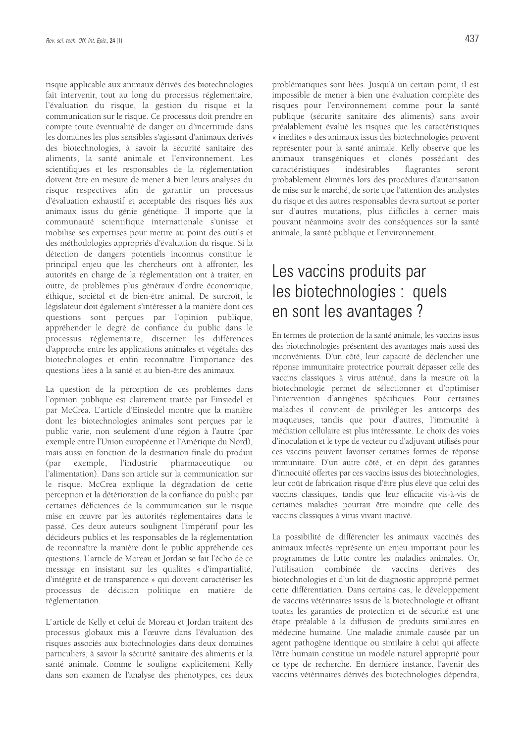risque applicable aux animaux dérivés des biotechnologies fait intervenir, tout au long du processus réglementaire, l'évaluation du risque, la gestion du risque et la communication sur le risque. Ce processus doit prendre en compte toute éventualité de danger ou d'incertitude dans les domaines les plus sensibles s'agissant d'animaux dérivés des biotechnologies, à savoir la sécurité sanitaire des aliments, la santé animale et l'environnement. Les scientifiques et les responsables de la réglementation doivent être en mesure de mener à bien leurs analyses du risque respectives afin de garantir un processus d'évaluation exhaustif et acceptable des risques liés aux animaux issus du génie génétique. Il importe que la communauté scientifique internationale s'unisse et mobilise ses expertises pour mettre au point des outils et des méthodologies appropriés d'évaluation du risque. Si la détection de dangers potentiels inconnus constitue le principal enjeu que les chercheurs ont à affronter, les autorités en charge de la réglementation ont à traiter, en outre, de problèmes plus généraux d'ordre économique, éthique, sociétal et de bien-être animal. De surcroît, le législateur doit également s'intéresser à la manière dont ces questions sont perçues par l'opinion publique, appréhender le degré de confiance du public dans le processus réglementaire, discerner les différences d'approche entre les applications animales et végétales des biotechnologies et enfin reconnaître l'importance des questions liées à la santé et au bien-être des animaux.

La question de la perception de ces problèmes dans l'opinion publique est clairement traitée par Einsiedel et par McCrea. L'article d'Einsiedel montre que la manière dont les biotechnologies animales sont perçues par le public varie, non seulement d'une région à l'autre (par exemple entre l'Union européenne et l'Amérique du Nord), mais aussi en fonction de la destination finale du produit (par exemple, l'industrie pharmaceutique ou l'alimentation). Dans son article sur la communication sur le risque, McCrea explique la dégradation de cette perception et la détérioration de la confiance du public par certaines déficiences de la communication sur le risque mise en œuvre par les autorités réglementaires dans le passé. Ces deux auteurs soulignent l'impératif pour les décideurs publics et les responsables de la réglementation de reconnaître la manière dont le public appréhende ces questions. L'article de Moreau et Jordan se fait l'écho de ce message en insistant sur les qualités « d'impartialité, d'intégrité et de transparence » qui doivent caractériser les processus de décision politique en matière de réglementation.

L'article de Kelly et celui de Moreau et Jordan traitent des processus globaux mis à l'œuvre dans l'évaluation des risques associés aux biotechnologies dans deux domaines particuliers, à savoir la sécurité sanitaire des aliments et la santé animale. Comme le souligne explicitement Kelly dans son examen de l'analyse des phénotypes, ces deux problématiques sont liées. Jusqu'à un certain point, il est impossible de mener à bien une évaluation complète des risques pour l'environnement comme pour la santé publique (sécurité sanitaire des aliments) sans avoir préalablement évalué les risques que les caractéristiques « inédites » des animaux issus des biotechnologies peuvent représenter pour la santé animale. Kelly observe que les animaux transgéniques et clonés possédant des caractéristiques indésirables flagrantes seront probablement éliminés lors des procédures d'autorisation de mise sur le marché, de sorte que l'attention des analystes du risque et des autres responsables devra surtout se porter sur d'autres mutations, plus difficiles à cerner mais pouvant néanmoins avoir des conséquences sur la santé animale, la santé publique et l'environnement.

# Les vaccins produits par les biotechnologies : quels en sont les avantages ?

En termes de protection de la santé animale, les vaccins issus des biotechnologies présentent des avantages mais aussi des inconvénients. D'un côté, leur capacité de déclencher une réponse immunitaire protectrice pourrait dépasser celle des vaccins classiques à virus atténué, dans la mesure où la biotechnologie permet de sélectionner et d'optimiser l'intervention d'antigènes spécifiques. Pour certaines maladies il convient de privilégier les anticorps des muqueuses, tandis que pour d'autres, l'immunité à médiation cellulaire est plus intéressante. Le choix des voies d'inoculation et le type de vecteur ou d'adjuvant utilisés pour ces vaccins peuvent favoriser certaines formes de réponse immunitaire. D'un autre côté, et en dépit des garanties d'innocuité offertes par ces vaccins issus des biotechnologies, leur coût de fabrication risque d'être plus élevé que celui des vaccins classiques, tandis que leur efficacité vis-à-vis de certaines maladies pourrait être moindre que celle des vaccins classiques à virus vivant inactivé.

La possibilité de différencier les animaux vaccinés des animaux infectés représente un enjeu important pour les programmes de lutte contre les maladies animales. Or, l'utilisation combinée de vaccins dérivés des biotechnologies et d'un kit de diagnostic approprié permet cette différentiation. Dans certains cas, le développement de vaccins vétérinaires issus de la biotechnologie et offrant toutes les garanties de protection et de sécurité est une étape préalable à la diffusion de produits similaires en médecine humaine. Une maladie animale causée par un agent pathogène identique ou similaire à celui qui affecte l'être humain constitue un modèle naturel approprié pour ce type de recherche. En dernière instance, l'avenir des vaccins vétérinaires dérivés des biotechnologies dépendra,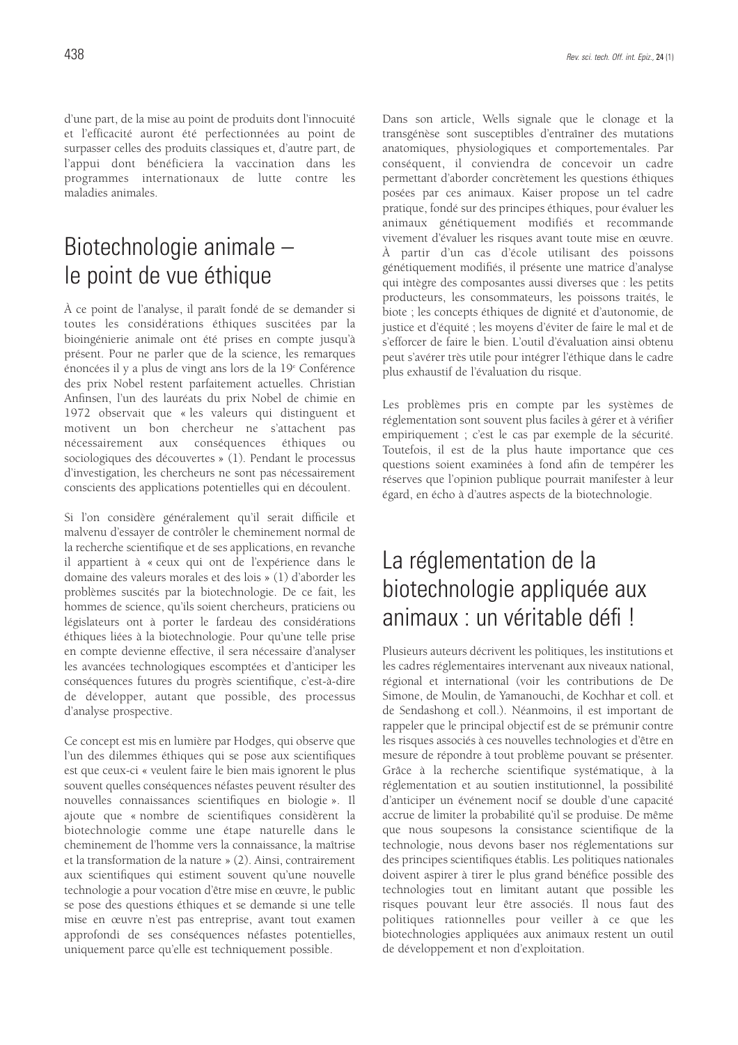d'une part, de la mise au point de produits dont l'innocuité et l'efficacité auront été perfectionnées au point de surpasser celles des produits classiques et, d'autre part, de l'appui dont bénéficiera la vaccination dans les programmes internationaux de lutte contre les maladies animales.

# Biotechnologie animale – le point de vue éthique

À ce point de l'analyse, il paraît fondé de se demander si toutes les considérations éthiques suscitées par la bioingénierie animale ont été prises en compte jusqu'à présent. Pour ne parler que de la science, les remarques énoncées il y a plus de vingt ans lors de la 19e Conférence des prix Nobel restent parfaitement actuelles. Christian Anfinsen, l'un des lauréats du prix Nobel de chimie en 1972 observait que « les valeurs qui distinguent et motivent un bon chercheur ne s'attachent pas nécessairement aux conséquences éthiques ou sociologiques des découvertes » (1). Pendant le processus d'investigation, les chercheurs ne sont pas nécessairement conscients des applications potentielles qui en découlent.

Si l'on considère généralement qu'il serait difficile et malvenu d'essayer de contrôler le cheminement normal de la recherche scientifique et de ses applications, en revanche il appartient à « ceux qui ont de l'expérience dans le domaine des valeurs morales et des lois » (1) d'aborder les problèmes suscités par la biotechnologie. De ce fait, les hommes de science, qu'ils soient chercheurs, praticiens ou législateurs ont à porter le fardeau des considérations éthiques liées à la biotechnologie. Pour qu'une telle prise en compte devienne effective, il sera nécessaire d'analyser les avancées technologiques escomptées et d'anticiper les conséquences futures du progrès scientifique, c'est-à-dire de développer, autant que possible, des processus d'analyse prospective.

Ce concept est mis en lumière par Hodges, qui observe que l'un des dilemmes éthiques qui se pose aux scientifiques est que ceux-ci « veulent faire le bien mais ignorent le plus souvent quelles conséquences néfastes peuvent résulter des nouvelles connaissances scientifiques en biologie ». Il ajoute que « nombre de scientifiques considèrent la biotechnologie comme une étape naturelle dans le cheminement de l'homme vers la connaissance, la maîtrise et la transformation de la nature » (2). Ainsi, contrairement aux scientifiques qui estiment souvent qu'une nouvelle technologie a pour vocation d'être mise en œuvre, le public se pose des questions éthiques et se demande si une telle mise en œuvre n'est pas entreprise, avant tout examen approfondi de ses conséquences néfastes potentielles, uniquement parce qu'elle est techniquement possible.

Dans son article, Wells signale que le clonage et la transgénèse sont susceptibles d'entraîner des mutations anatomiques, physiologiques et comportementales. Par conséquent, il conviendra de concevoir un cadre permettant d'aborder concrètement les questions éthiques posées par ces animaux. Kaiser propose un tel cadre pratique, fondé sur des principes éthiques, pour évaluer les animaux génétiquement modifiés et recommande vivement d'évaluer les risques avant toute mise en œuvre. À partir d'un cas d'école utilisant des poissons génétiquement modifiés, il présente une matrice d'analyse qui intègre des composantes aussi diverses que : les petits producteurs, les consommateurs, les poissons traités, le biote ; les concepts éthiques de dignité et d'autonomie, de justice et d'équité ; les moyens d'éviter de faire le mal et de s'efforcer de faire le bien. L'outil d'évaluation ainsi obtenu peut s'avérer très utile pour intégrer l'éthique dans le cadre plus exhaustif de l'évaluation du risque.

Les problèmes pris en compte par les systèmes de réglementation sont souvent plus faciles à gérer et à vérifier empiriquement ; c'est le cas par exemple de la sécurité. Toutefois, il est de la plus haute importance que ces questions soient examinées à fond afin de tempérer les réserves que l'opinion publique pourrait manifester à leur égard, en écho à d'autres aspects de la biotechnologie.

# La réglementation de la biotechnologie appliquée aux animaux : un véritable défi !

Plusieurs auteurs décrivent les politiques, les institutions et les cadres réglementaires intervenant aux niveaux national, régional et international (voir les contributions de De Simone, de Moulin, de Yamanouchi, de Kochhar et coll. et de Sendashong et coll.). Néanmoins, il est important de rappeler que le principal objectif est de se prémunir contre les risques associés à ces nouvelles technologies et d'être en mesure de répondre à tout problème pouvant se présenter. Grâce à la recherche scientifique systématique, à la réglementation et au soutien institutionnel, la possibilité d'anticiper un événement nocif se double d'une capacité accrue de limiter la probabilité qu'il se produise. De même que nous soupesons la consistance scientifique de la technologie, nous devons baser nos réglementations sur des principes scientifiques établis. Les politiques nationales doivent aspirer à tirer le plus grand bénéfice possible des technologies tout en limitant autant que possible les risques pouvant leur être associés. Il nous faut des politiques rationnelles pour veiller à ce que les biotechnologies appliquées aux animaux restent un outil de développement et non d'exploitation.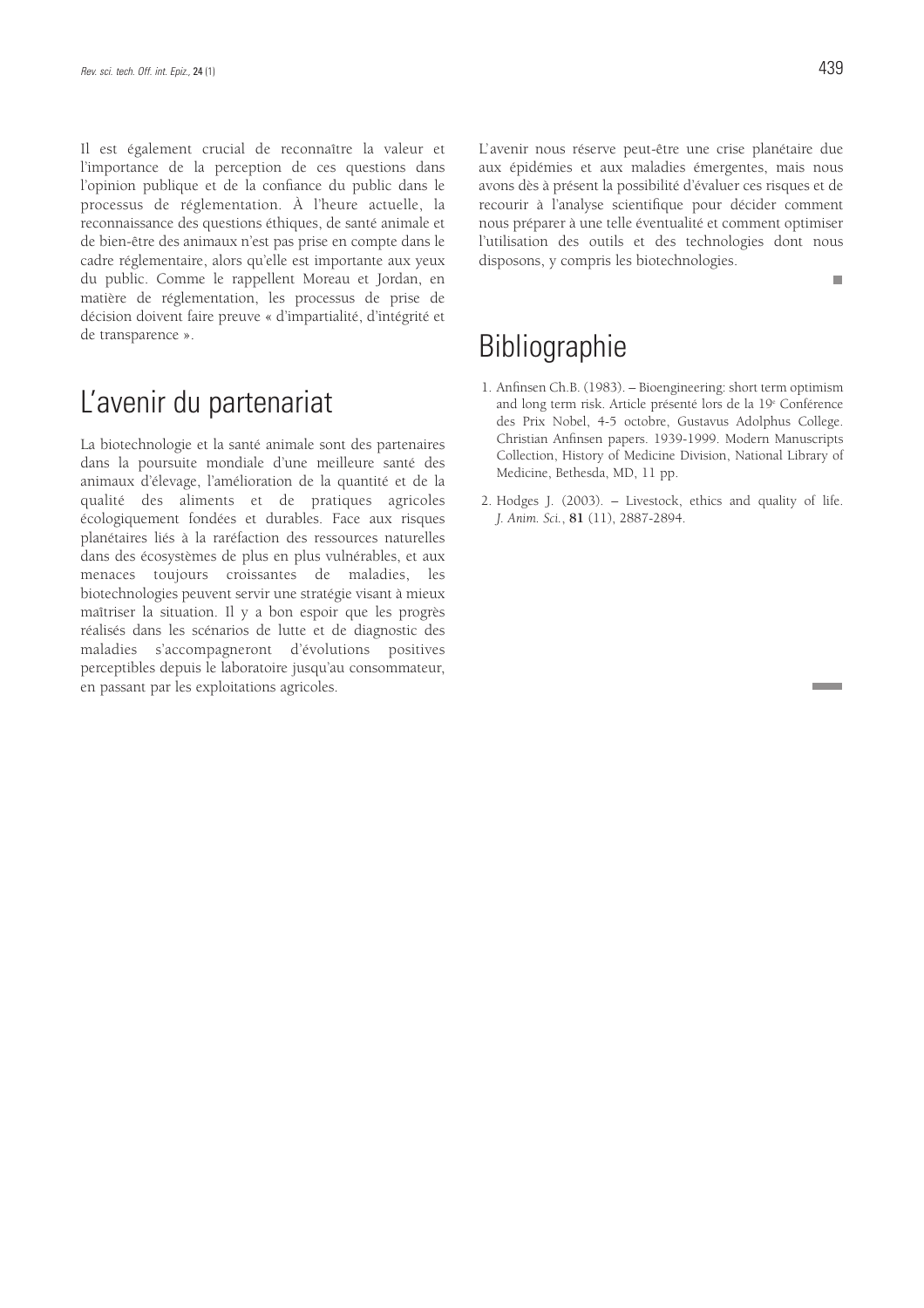Il est également crucial de reconnaître la valeur et l'importance de la perception de ces questions dans l'opinion publique et de la confiance du public dans le processus de réglementation. À l'heure actuelle, la reconnaissance des questions éthiques, de santé animale et de bien-être des animaux n'est pas prise en compte dans le cadre réglementaire, alors qu'elle est importante aux yeux du public. Comme le rappellent Moreau et Jordan, en matière de réglementation, les processus de prise de décision doivent faire preuve « d'impartialité, d'intégrité et de transparence ».

## L'avenir du partenariat

La biotechnologie et la santé animale sont des partenaires dans la poursuite mondiale d'une meilleure santé des animaux d'élevage, l'amélioration de la quantité et de la qualité des aliments et de pratiques agricoles écologiquement fondées et durables. Face aux risques planétaires liés à la raréfaction des ressources naturelles dans des écosystèmes de plus en plus vulnérables, et aux menaces toujours croissantes de maladies, les biotechnologies peuvent servir une stratégie visant à mieux maîtriser la situation. Il y a bon espoir que les progrès réalisés dans les scénarios de lutte et de diagnostic des maladies s'accompagneront d'évolutions positives perceptibles depuis le laboratoire jusqu'au consommateur, en passant par les exploitations agricoles.

L'avenir nous réserve peut-être une crise planétaire due aux épidémies et aux maladies émergentes, mais nous avons dès à présent la possibilité d'évaluer ces risques et de recourir à l'analyse scientifique pour décider comment nous préparer à une telle éventualité et comment optimiser l'utilisation des outils et des technologies dont nous disposons, y compris les biotechnologies.

## Bibliographie

1. Anfinsen Ch.B. (1983). – Bioengineering: short term optimism and long term risk. Article présenté lors de la 19e Conférence des Prix Nobel, 4-5 octobre, Gustavus Adolphus College. Christian Anfinsen papers. 1939-1999. Modern Manuscripts Collection, History of Medicine Division, National Library of Medicine, Bethesda, MD, 11 pp.

2. Hodges J. (2003). – Livestock, ethics and quality of life. *J. Anim. Sci.*, **81** (11), 2887-2894.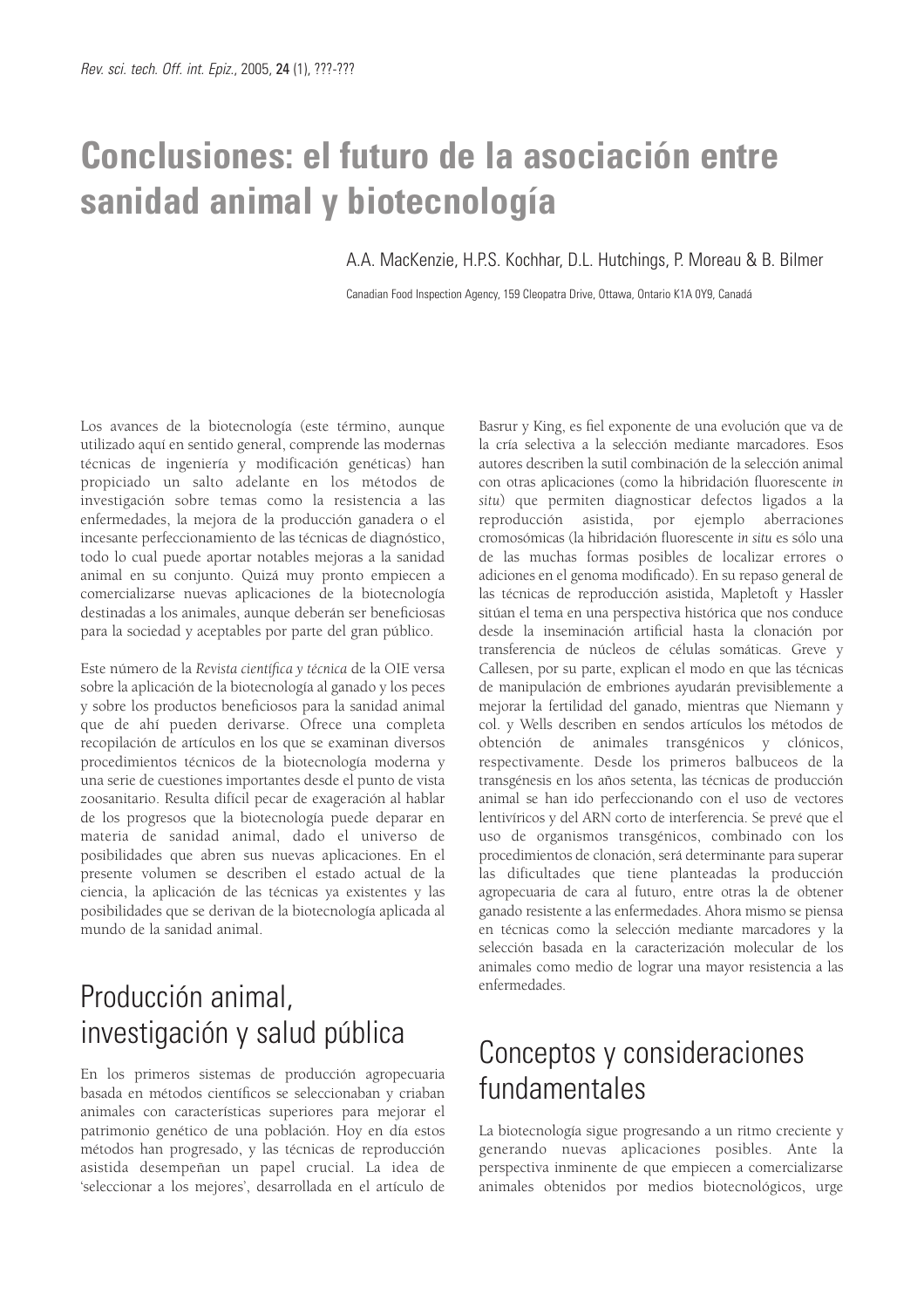# Conclusiones: el futuro de la asociación entre sanidad animal y biotecnología

A.A. MacKenzie, H.P.S. Kochhar, D.L. Hutchings, P. Moreau & B. Bilmer

Canadian Food Inspection Agency, 159 Cleopatra Drive, Ottawa, Ontario K1A 0Y9, Canadá

Los avances de la biotecnología (este término, aunque utilizado aquí en sentido general, comprende las modernas técnicas de ingeniería y modificación genéticas) han propiciado un salto adelante en los métodos de investigación sobre temas como la resistencia a las enfermedades, la mejora de la producción ganadera o el incesante perfeccionamiento de las técnicas de diagnóstico, todo lo cual puede aportar notables mejoras a la sanidad animal en su conjunto. Quizá muy pronto empiecen a comercializarse nuevas aplicaciones de la biotecnología destinadas a los animales, aunque deberán ser beneficiosas para la sociedad y aceptables por parte del gran público.

Este número de la *Revista científica y técnica* de la OIE versa sobre la aplicación de la biotecnología al ganado y los peces y sobre los productos beneficiosos para la sanidad animal que de ahí pueden derivarse. Ofrece una completa recopilación de artículos en los que se examinan diversos procedimientos técnicos de la biotecnología moderna y una serie de cuestiones importantes desde el punto de vista zoosanitario. Resulta difícil pecar de exageración al hablar de los progresos que la biotecnología puede deparar en materia de sanidad animal, dado el universo de posibilidades que abren sus nuevas aplicaciones. En el presente volumen se describen el estado actual de la ciencia, la aplicación de las técnicas ya existentes y las posibilidades que se derivan de la biotecnología aplicada al mundo de la sanidad animal.

## Producción animal, investigación y salud pública

En los primeros sistemas de producción agropecuaria basada en métodos científicos se seleccionaban y criaban animales con características superiores para mejorar el patrimonio genético de una población. Hoy en día estos métodos han progresado, y las técnicas de reproducción asistida desempeñan un papel crucial. La idea de 'seleccionar a los mejores', desarrollada en el artículo de Basrur y King, es fiel exponente de una evolución que va de la cría selectiva a la selección mediante marcadores. Esos autores describen la sutil combinación de la selección animal con otras aplicaciones (como la hibridación fluorescente *in situ*) que permiten diagnosticar defectos ligados a la reproducción asistida, por ejemplo aberraciones cromosómicas (la hibridación fluorescente *in situ* es sólo una de las muchas formas posibles de localizar errores o adiciones en el genoma modificado). En su repaso general de las técnicas de reproducción asistida, Mapletoft y Hassler sitúan el tema en una perspectiva histórica que nos conduce desde la inseminación artificial hasta la clonación por transferencia de núcleos de células somáticas. Greve y Callesen, por su parte, explican el modo en que las técnicas de manipulación de embriones ayudarán previsiblemente a mejorar la fertilidad del ganado, mientras que Niemann y col. y Wells describen en sendos artículos los métodos de obtención de animales transgénicos y clónicos, respectivamente. Desde los primeros balbuceos de la transgénesis en los años setenta, las técnicas de producción animal se han ido perfeccionando con el uso de vectores lentivíricos y del ARN corto de interferencia. Se prevé que el uso de organismos transgénicos, combinado con los procedimientos de clonación, será determinante para superar las dificultades que tiene planteadas la producción agropecuaria de cara al futuro, entre otras la de obtener ganado resistente a las enfermedades. Ahora mismo se piensa en técnicas como la selección mediante marcadores y la selección basada en la caracterización molecular de los animales como medio de lograr una mayor resistencia a las enfermedades.

## Conceptos y consideraciones fundamentales

La biotecnología sigue progresando a un ritmo creciente y generando nuevas aplicaciones posibles. Ante la perspectiva inminente de que empiecen a comercializarse animales obtenidos por medios biotecnológicos, urge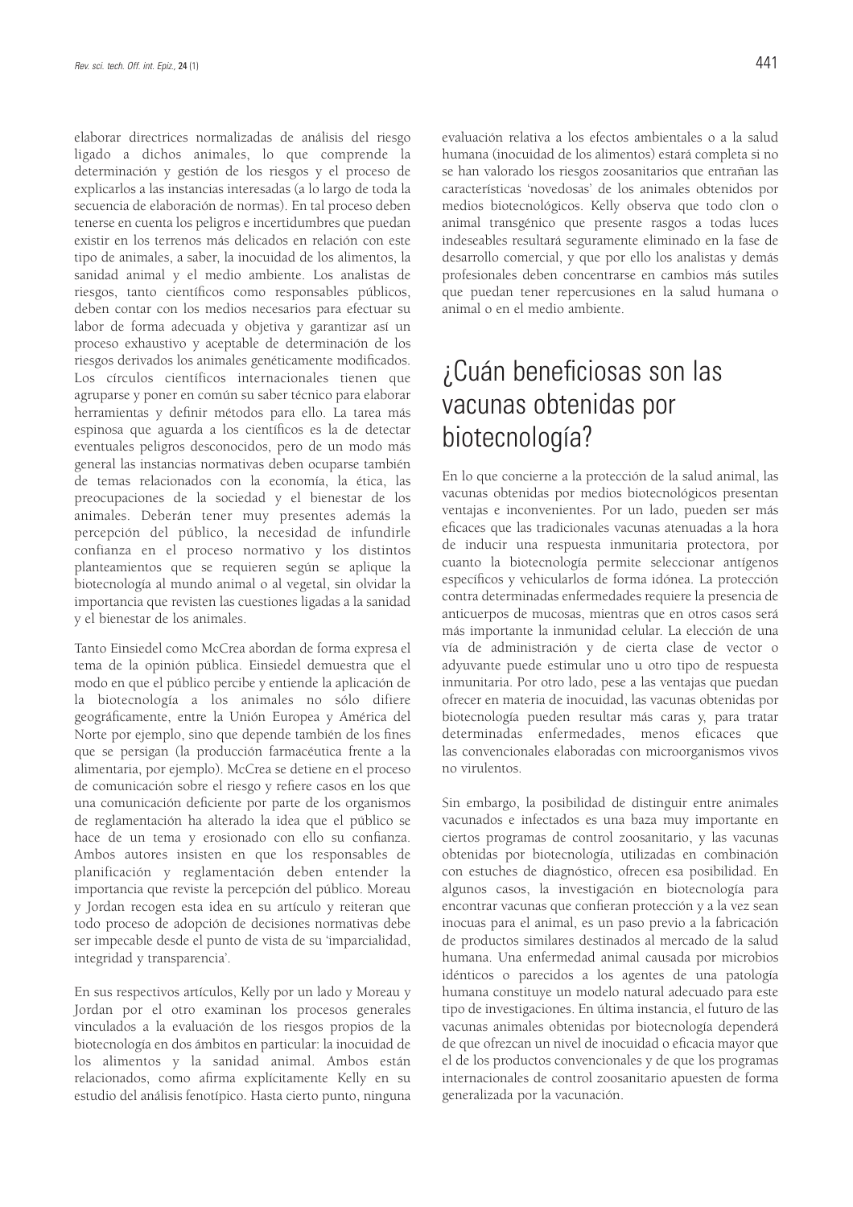elaborar directrices normalizadas de análisis del riesgo ligado a dichos animales, lo que comprende la determinación y gestión de los riesgos y el proceso de explicarlos a las instancias interesadas (a lo largo de toda la secuencia de elaboración de normas). En tal proceso deben tenerse en cuenta los peligros e incertidumbres que puedan existir en los terrenos más delicados en relación con este tipo de animales, a saber, la inocuidad de los alimentos, la sanidad animal y el medio ambiente. Los analistas de riesgos, tanto científicos como responsables públicos, deben contar con los medios necesarios para efectuar su labor de forma adecuada y objetiva y garantizar así un proceso exhaustivo y aceptable de determinación de los riesgos derivados los animales genéticamente modificados. Los círculos científicos internacionales tienen que agruparse y poner en común su saber técnico para elaborar herramientas y definir métodos para ello. La tarea más espinosa que aguarda a los científicos es la de detectar eventuales peligros desconocidos, pero de un modo más general las instancias normativas deben ocuparse también de temas relacionados con la economía, la ética, las preocupaciones de la sociedad y el bienestar de los animales. Deberán tener muy presentes además la percepción del público, la necesidad de infundirle confianza en el proceso normativo y los distintos planteamientos que se requieren según se aplique la biotecnología al mundo animal o al vegetal, sin olvidar la importancia que revisten las cuestiones ligadas a la sanidad y el bienestar de los animales.

Tanto Einsiedel como McCrea abordan de forma expresa el tema de la opinión pública. Einsiedel demuestra que el modo en que el público percibe y entiende la aplicación de la biotecnología a los animales no sólo difiere geográficamente, entre la Unión Europea y América del Norte por ejemplo, sino que depende también de los fines que se persigan (la producción farmacéutica frente a la alimentaria, por ejemplo). McCrea se detiene en el proceso de comunicación sobre el riesgo y refiere casos en los que una comunicación deficiente por parte de los organismos de reglamentación ha alterado la idea que el público se hace de un tema y erosionado con ello su confianza. Ambos autores insisten en que los responsables de planificación y reglamentación deben entender la importancia que reviste la percepción del público. Moreau y Jordan recogen esta idea en su artículo y reiteran que todo proceso de adopción de decisiones normativas debe ser impecable desde el punto de vista de su 'imparcialidad, integridad y transparencia'.

En sus respectivos artículos, Kelly por un lado y Moreau y Jordan por el otro examinan los procesos generales vinculados a la evaluación de los riesgos propios de la biotecnología en dos ámbitos en particular: la inocuidad de los alimentos y la sanidad animal. Ambos están relacionados, como afirma explícitamente Kelly en su estudio del análisis fenotípico. Hasta cierto punto, ninguna evaluación relativa a los efectos ambientales o a la salud humana (inocuidad de los alimentos) estará completa si no se han valorado los riesgos zoosanitarios que entrañan las características 'novedosas' de los animales obtenidos por medios biotecnológicos. Kelly observa que todo clon o animal transgénico que presente rasgos a todas luces indeseables resultará seguramente eliminado en la fase de desarrollo comercial, y que por ello los analistas y demás profesionales deben concentrarse en cambios más sutiles que puedan tener repercusiones en la salud humana o animal o en el medio ambiente.

## ¿Cuán beneficiosas son las vacunas obtenidas por biotecnología?

En lo que concierne a la protección de la salud animal, las vacunas obtenidas por medios biotecnológicos presentan ventajas e inconvenientes. Por un lado, pueden ser más eficaces que las tradicionales vacunas atenuadas a la hora de inducir una respuesta inmunitaria protectora, por cuanto la biotecnología permite seleccionar antígenos específicos y vehicularlos de forma idónea. La protección contra determinadas enfermedades requiere la presencia de anticuerpos de mucosas, mientras que en otros casos será más importante la inmunidad celular. La elección de una vía de administración y de cierta clase de vector o adyuvante puede estimular uno u otro tipo de respuesta inmunitaria. Por otro lado, pese a las ventajas que puedan ofrecer en materia de inocuidad, las vacunas obtenidas por biotecnología pueden resultar más caras y, para tratar determinadas enfermedades, menos eficaces que las convencionales elaboradas con microorganismos vivos no virulentos.

Sin embargo, la posibilidad de distinguir entre animales vacunados e infectados es una baza muy importante en ciertos programas de control zoosanitario, y las vacunas obtenidas por biotecnología, utilizadas en combinación con estuches de diagnóstico, ofrecen esa posibilidad. En algunos casos, la investigación en biotecnología para encontrar vacunas que confieran protección y a la vez sean inocuas para el animal, es un paso previo a la fabricación de productos similares destinados al mercado de la salud humana. Una enfermedad animal causada por microbios idénticos o parecidos a los agentes de una patología humana constituye un modelo natural adecuado para este tipo de investigaciones. En última instancia, el futuro de las vacunas animales obtenidas por biotecnología dependerá de que ofrezcan un nivel de inocuidad o eficacia mayor que el de los productos convencionales y de que los programas internacionales de control zoosanitario apuesten de forma generalizada por la vacunación.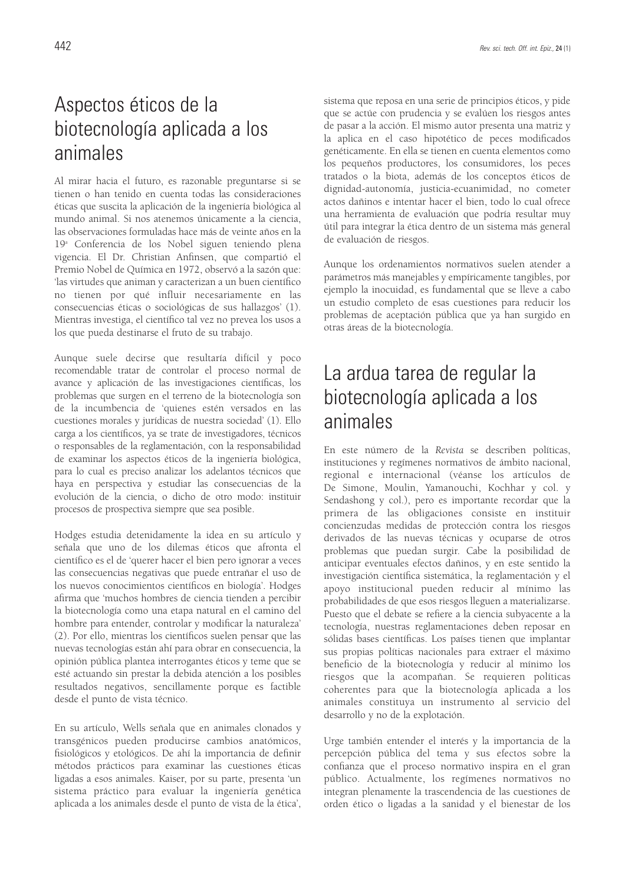# Aspectos éticos de la biotecnología aplicada a los animales

Al mirar hacia el futuro, es razonable preguntarse si se tienen o han tenido en cuenta todas las consideraciones éticas que suscita la aplicación de la ingeniería biológica al mundo animal. Si nos atenemos únicamente a la ciencia, las observaciones formuladas hace más de veinte años en la 19ª Conferencia de los Nobel siguen teniendo plena vigencia. El Dr. Christian Anfinsen, que compartió el Premio Nobel de Química en 1972, observó a la sazón que: 'las virtudes que animan y caracterizan a un buen científico no tienen por qué influir necesariamente en las consecuencias éticas o sociológicas de sus hallazgos' (1). Mientras investiga, el científico tal vez no prevea los usos a los que pueda destinarse el fruto de su trabajo.

Aunque suele decirse que resultaría difícil y poco recomendable tratar de controlar el proceso normal de avance y aplicación de las investigaciones científicas, los problemas que surgen en el terreno de la biotecnología son de la incumbencia de 'quienes estén versados en las cuestiones morales y jurídicas de nuestra sociedad' (1). Ello carga a los científicos, ya se trate de investigadores, técnicos o responsables de la reglamentación, con la responsabilidad de examinar los aspectos éticos de la ingeniería biológica, para lo cual es preciso analizar los adelantos técnicos que haya en perspectiva y estudiar las consecuencias de la evolución de la ciencia, o dicho de otro modo: instituir procesos de prospectiva siempre que sea posible.

Hodges estudia detenidamente la idea en su artículo y señala que uno de los dilemas éticos que afronta el científico es el de 'querer hacer el bien pero ignorar a veces las consecuencias negativas que puede entrañar el uso de los nuevos conocimientos científicos en biología'. Hodges afirma que 'muchos hombres de ciencia tienden a percibir la biotecnología como una etapa natural en el camino del hombre para entender, controlar y modificar la naturaleza' (2). Por ello, mientras los científicos suelen pensar que las nuevas tecnologías están ahí para obrar en consecuencia, la opinión pública plantea interrogantes éticos y teme que se esté actuando sin prestar la debida atención a los posibles resultados negativos, sencillamente porque es factible desde el punto de vista técnico.

En su artículo, Wells señala que en animales clonados y transgénicos pueden producirse cambios anatómicos, fisiológicos y etológicos. De ahí la importancia de definir métodos prácticos para examinar las cuestiones éticas ligadas a esos animales. Kaiser, por su parte, presenta 'un sistema práctico para evaluar la ingeniería genética aplicada a los animales desde el punto de vista de la ética', sistema que reposa en una serie de principios éticos, y pide que se actúe con prudencia y se evalúen los riesgos antes de pasar a la acción. El mismo autor presenta una matriz y la aplica en el caso hipotético de peces modificados genéticamente. En ella se tienen en cuenta elementos como los pequeños productores, los consumidores, los peces tratados o la biota, además de los conceptos éticos de dignidad-autonomía, justicia-ecuanimidad, no cometer actos dañinos e intentar hacer el bien, todo lo cual ofrece una herramienta de evaluación que podría resultar muy útil para integrar la ética dentro de un sistema más general de evaluación de riesgos.

Aunque los ordenamientos normativos suelen atender a parámetros más manejables y empíricamente tangibles, por ejemplo la inocuidad, es fundamental que se lleve a cabo un estudio completo de esas cuestiones para reducir los problemas de aceptación pública que ya han surgido en otras áreas de la biotecnología.

# La ardua tarea de regular la biotecnología aplicada a los animales

En este número de la *Revista* se describen políticas, instituciones y regímenes normativos de ámbito nacional, regional e internacional (véanse los artículos de De Simone, Moulin, Yamanouchi, Kochhar y col. y Sendashong y col.), pero es importante recordar que la primera de las obligaciones consiste en instituir concienzudas medidas de protección contra los riesgos derivados de las nuevas técnicas y ocuparse de otros problemas que puedan surgir. Cabe la posibilidad de anticipar eventuales efectos dañinos, y en este sentido la investigación científica sistemática, la reglamentación y el apoyo institucional pueden reducir al mínimo las probabilidades de que esos riesgos lleguen a materializarse. Puesto que el debate se refiere a la ciencia subyacente a la tecnología, nuestras reglamentaciones deben reposar en sólidas bases científicas. Los países tienen que implantar sus propias políticas nacionales para extraer el máximo beneficio de la biotecnología y reducir al mínimo los riesgos que la acompañan. Se requieren políticas coherentes para que la biotecnología aplicada a los animales constituya un instrumento al servicio del desarrollo y no de la explotación.

Urge también entender el interés y la importancia de la percepción pública del tema y sus efectos sobre la confianza que el proceso normativo inspira en el gran público. Actualmente, los regímenes normativos no integran plenamente la trascendencia de las cuestiones de orden ético o ligadas a la sanidad y el bienestar de los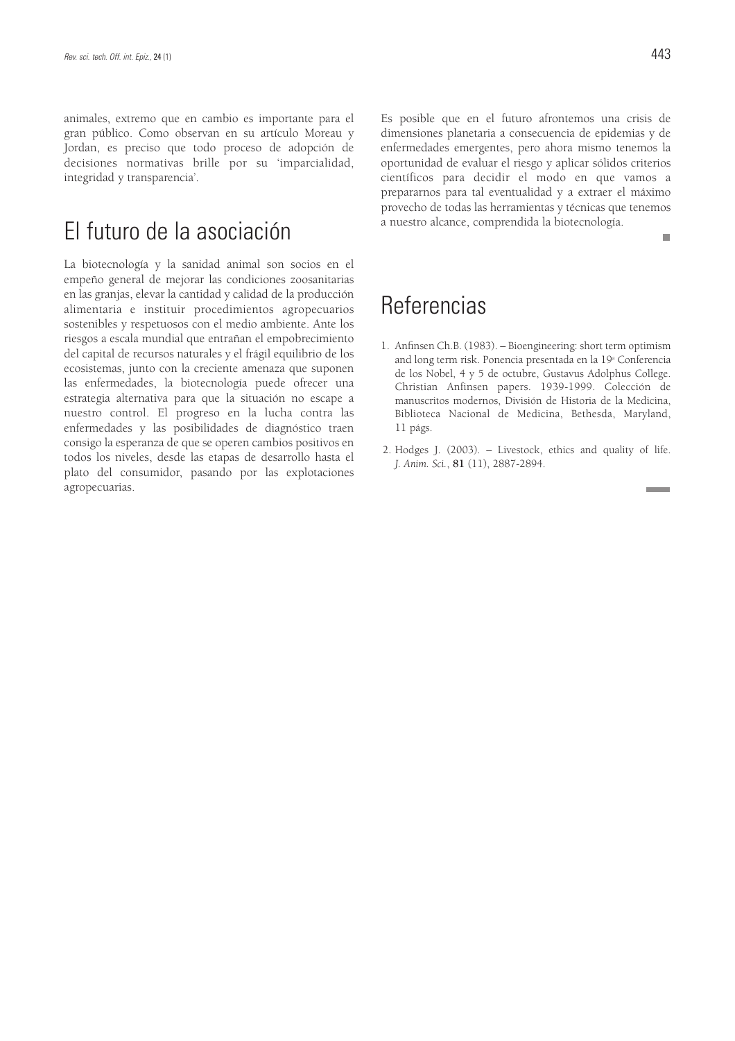animales, extremo que en cambio es importante para el gran público. Como observan en su artículo Moreau y Jordan, es preciso que todo proceso de adopción de decisiones normativas brille por su 'imparcialidad, integridad y transparencia'.

## El futuro de la asociación

La biotecnología y la sanidad animal son socios en el empeño general de mejorar las condiciones zoosanitarias en las granjas, elevar la cantidad y calidad de la producción alimentaria e instituir procedimientos agropecuarios sostenibles y respetuosos con el medio ambiente. Ante los riesgos a escala mundial que entrañan el empobrecimiento del capital de recursos naturales y el frágil equilibrio de los ecosistemas, junto con la creciente amenaza que suponen las enfermedades, la biotecnología puede ofrecer una estrategia alternativa para que la situación no escape a nuestro control. El progreso en la lucha contra las enfermedades y las posibilidades de diagnóstico traen consigo la esperanza de que se operen cambios positivos en todos los niveles, desde las etapas de desarrollo hasta el plato del consumidor, pasando por las explotaciones agropecuarias.

Es posible que en el futuro afrontemos una crisis de dimensiones planetaria a consecuencia de epidemias y de enfermedades emergentes, pero ahora mismo tenemos la oportunidad de evaluar el riesgo y aplicar sólidos criterios científicos para decidir el modo en que vamos a prepararnos para tal eventualidad y a extraer el máximo provecho de todas las herramientas y técnicas que tenemos a nuestro alcance, comprendida la biotecnología.

## Referencias

1. Anfinsen Ch.B. (1983). – Bioengineering: short term optimism and long term risk. Ponencia presentada en la 19ª Conferencia de los Nobel, 4 y 5 de octubre, Gustavus Adolphus College. Christian Anfinsen papers. 1939-1999. Colección de manuscritos modernos, División de Historia de la Medicina, Biblioteca Nacional de Medicina, Bethesda, Maryland, 11 págs.
2. Hodges J. (2003). – Livestock, ethics and quality of life. *J. Anim. Sci.*, **81** (11), 2887-2894.